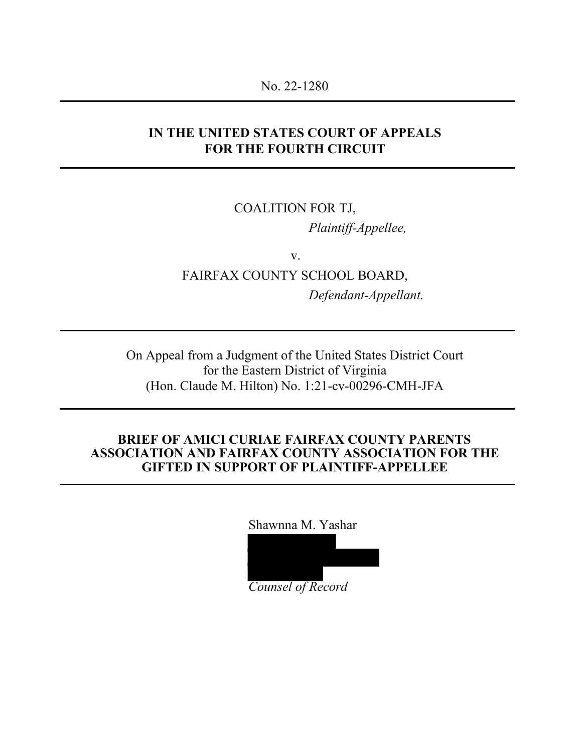No. 22-1280

---

**IN THE UNITED STATES COURT OF APPEALS**
**FOR THE FOURTH CIRCUIT**

---

COALITION FOR TJ,

*Plaintiff-Appellee,*

v.

FAIRFAX COUNTY SCHOOL BOARD,

*Defendant-Appellant.*

---

On Appeal from a Judgment of the United States District Court
for the Eastern District of Virginia
(Hon. Claude M. Hilton) No. 1:21-cv-00296-CMH-JFA

---

**BRIEF OF AMICI CURIAE FAIRFAX COUNTY PARENTS ASSOCIATION AND FAIRFAX COUNTY ASSOCIATION FOR THE GIFTED IN SUPPORT OF PLAINTIFF-APPELLEE**

---

Shawnna M. Yashar

*Counsel of Record*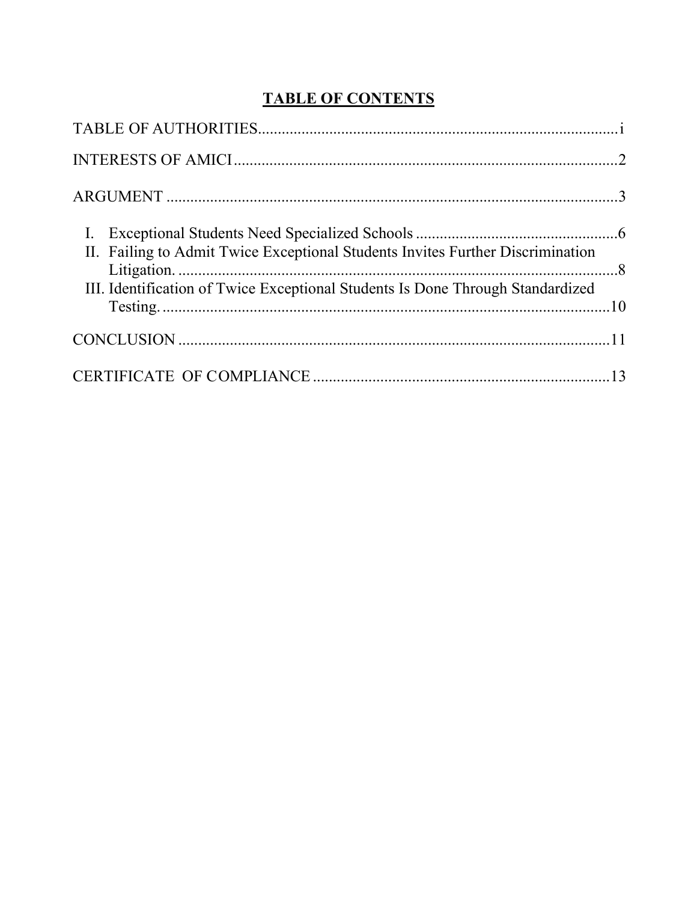## TABLE OF CONTENTS

TABLE OF AUTHORITIES.......................................................................................i

INTERESTS OF AMICI..........................................................................................2

ARGUMENT .........................................................................................................3

I. Exceptional Students Need Specialized Schools ..................................................6

II. Failing to Admit Twice Exceptional Students Invites Further Discrimination Litigation. ..........................................................................................................8

III. Identification of Twice Exceptional Students Is Done Through Standardized Testing. ...........................................................................................................10

CONCLUSION ....................................................................................................11

CERTIFICATE OF COMPLIANCE ......................................................................13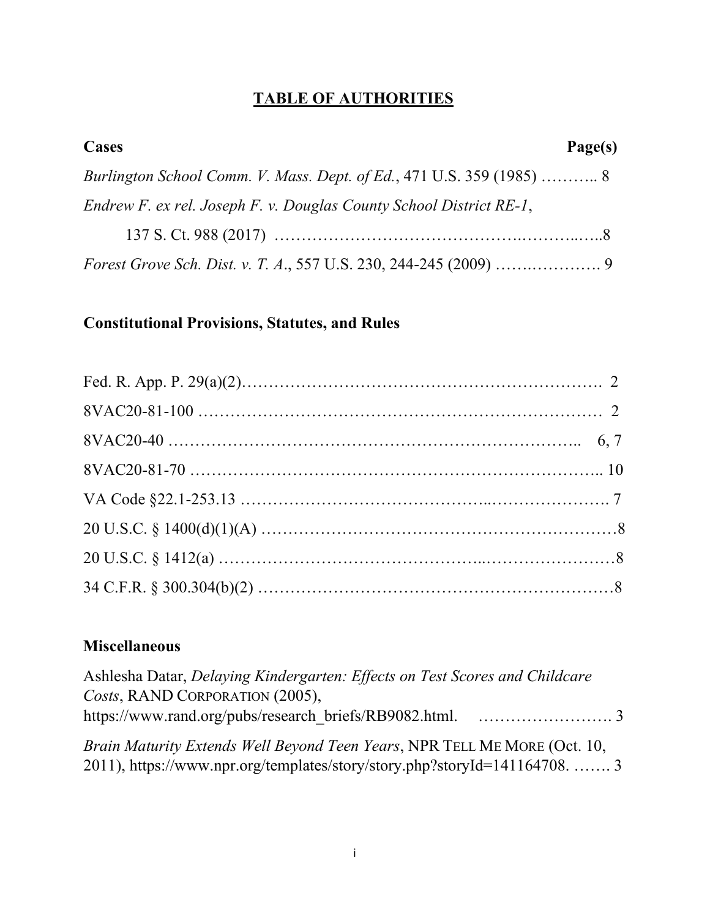# TABLE OF AUTHORITIES

**Cases** **Page(s)**

*Burlington School Comm. V. Mass. Dept. of Ed.*, 471 U.S. 359 (1985) ……….. 8

*Endrew F. ex rel. Joseph F. v. Douglas County School District RE-1*,

137 S. Ct. 988 (2017) ………………………………………..………..…..8

*Forest Grove Sch. Dist. v. T. A.*, 557 U.S. 230, 244-245 (2009) …….…………. 9

**Constitutional Provisions, Statutes, and Rules**

Fed. R. App. P. 29(a)(2)…………………………………………………………. 2

8VAC20-81-100 ………………………………………………………………… 2

8VAC20-40 ……………………………………………………………….. 6, 7

8VAC20-81-70 ………………………………………………………………….. 10

VA Code §22.1-253.13 ……………………………………..…………………. 7

20 U.S.C. § 1400(d)(1)(A) ………………………………………………………8

20 U.S.C. § 1412(a) ……………………………………...……………………8

34 C.F.R. § 300.304(b)(2) ………………………………………………………8

**Miscellaneous**

Ashlesha Datar, *Delaying Kindergarten: Effects on Test Scores and Childcare Costs*, RAND CORPORATION (2005), https://www.rand.org/pubs/research_briefs/RB9082.html. ……………………. 3

*Brain Maturity Extends Well Beyond Teen Years*, NPR TELL ME MORE (Oct. 10, 2011), https://www.npr.org/templates/story/story.php?storyId=141164708. ……. 3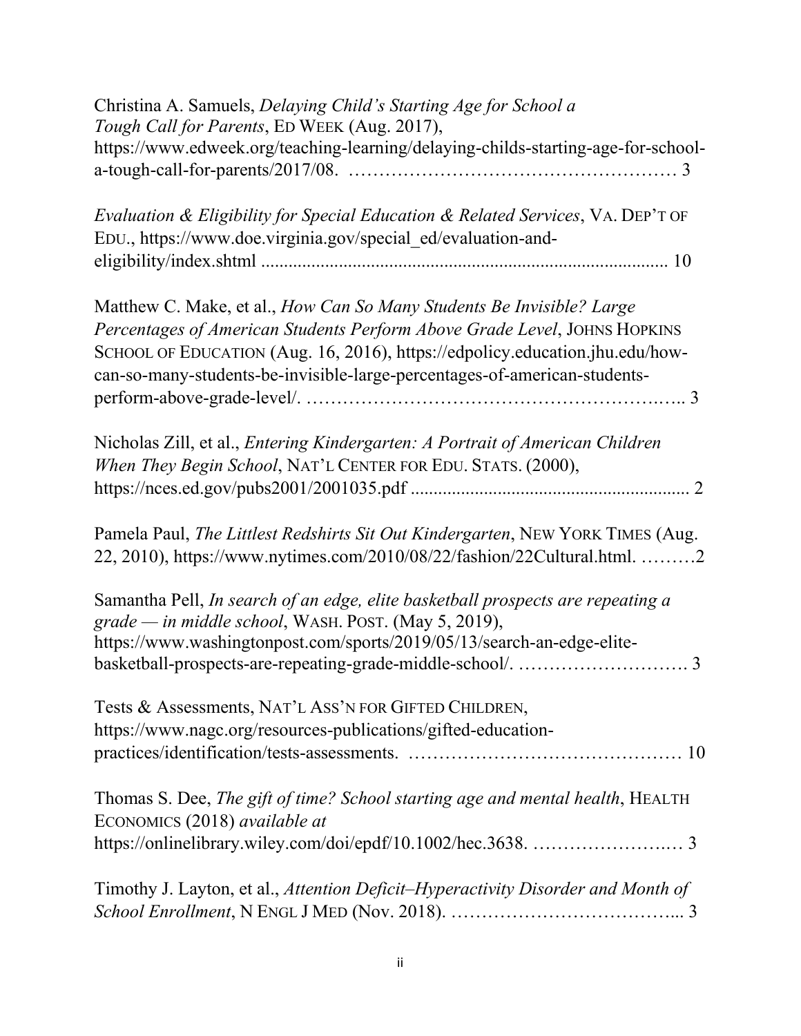Christina A. Samuels, *Delaying Child's Starting Age for School a Tough Call for Parents*, ED WEEK (Aug. 2017), https://www.edweek.org/teaching-learning/delaying-childs-starting-age-for-school-a-tough-call-for-parents/2017/08. ……………………………………………… 3

*Evaluation & Eligibility for Special Education & Related Services*, VA. DEP'T OF EDU., https://www.doe.virginia.gov/special_ed/evaluation-and-eligibility/index.shtml ........................................................................................ 10

Matthew C. Make, et al., *How Can So Many Students Be Invisible? Large Percentages of American Students Perform Above Grade Level*, JOHNS HOPKINS SCHOOL OF EDUCATION (Aug. 16, 2016), https://edpolicy.education.jhu.edu/how-can-so-many-students-be-invisible-large-percentages-of-american-students-perform-above-grade-level/. ……………………………………………….….. 3

Nicholas Zill, et al., *Entering Kindergarten: A Portrait of American Children When They Begin School*, NAT'L CENTER FOR EDU. STATS. (2000), https://nces.ed.gov/pubs2001/2001035.pdf ............................................................ 2

Pamela Paul, *The Littlest Redshirts Sit Out Kindergarten*, NEW YORK TIMES (Aug. 22, 2010), https://www.nytimes.com/2010/08/22/fashion/22Cultural.html. ………2

Samantha Pell, *In search of an edge, elite basketball prospects are repeating a grade — in middle school*, WASH. POST. (May 5, 2019), https://www.washingtonpost.com/sports/2019/05/13/search-an-edge-elite-basketball-prospects-are-repeating-grade-middle-school/. ………………………. 3

Tests & Assessments, NAT'L ASS'N FOR GIFTED CHILDREN, https://www.nagc.org/resources-publications/gifted-education-practices/identification/tests-assessments. ……………………………………… 10

Thomas S. Dee, *The gift of time? School starting age and mental health*, HEALTH ECONOMICS (2018) *available at* https://onlinelibrary.wiley.com/doi/epdf/10.1002/hec.3638. …………………….… 3

Timothy J. Layton, et al., *Attention Deficit–Hyperactivity Disorder and Month of School Enrollment*, N ENGL J MED (Nov. 2018). ………………………………... 3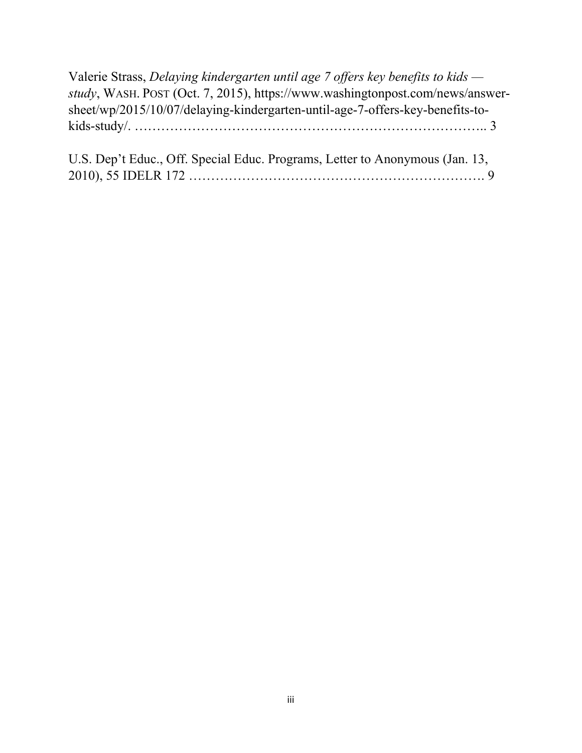Valerie Strass, *Delaying kindergarten until age 7 offers key benefits to kids — study*, WASH. POST (Oct. 7, 2015), https://www.washingtonpost.com/news/answer-sheet/wp/2015/10/07/delaying-kindergarten-until-age-7-offers-key-benefits-to-kids-study/. ……………………………………………………………………….. 3

U.S. Dep't Educ., Off. Special Educ. Programs, Letter to Anonymous (Jan. 13, 2010), 55 IDELR 172 …………………………………………………………. 9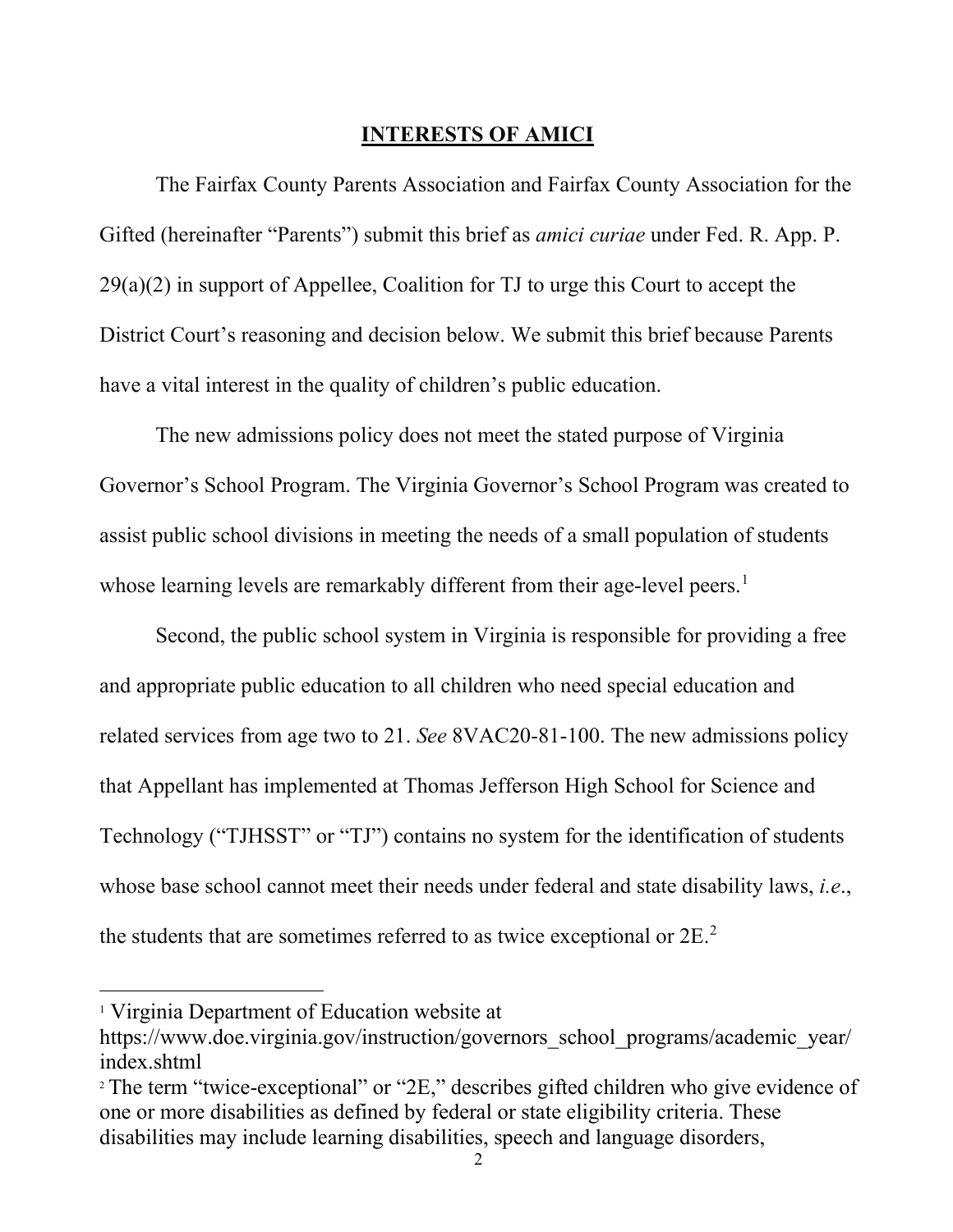## INTERESTS OF AMICI

The Fairfax County Parents Association and Fairfax County Association for the Gifted (hereinafter "Parents") submit this brief as *amici curiae* under Fed. R. App. P. 29(a)(2) in support of Appellee, Coalition for TJ to urge this Court to accept the District Court's reasoning and decision below. We submit this brief because Parents have a vital interest in the quality of children's public education.

The new admissions policy does not meet the stated purpose of Virginia Governor's School Program. The Virginia Governor's School Program was created to assist public school divisions in meeting the needs of a small population of students whose learning levels are remarkably different from their age-level peers.[1]

Second, the public school system in Virginia is responsible for providing a free and appropriate public education to all children who need special education and related services from age two to 21. *See* 8VAC20-81-100. The new admissions policy that Appellant has implemented at Thomas Jefferson High School for Science and Technology ("TJHSST" or "TJ") contains no system for the identification of students whose base school cannot meet their needs under federal and state disability laws, *i.e*., the students that are sometimes referred to as twice exceptional or 2E.[2]

---

[1] Virginia Department of Education website at https://www.doe.virginia.gov/instruction/governors_school_programs/academic_year/index.shtml

[2] The term "twice-exceptional" or "2E," describes gifted children who give evidence of one or more disabilities as defined by federal or state eligibility criteria. These disabilities may include learning disabilities, speech and language disorders,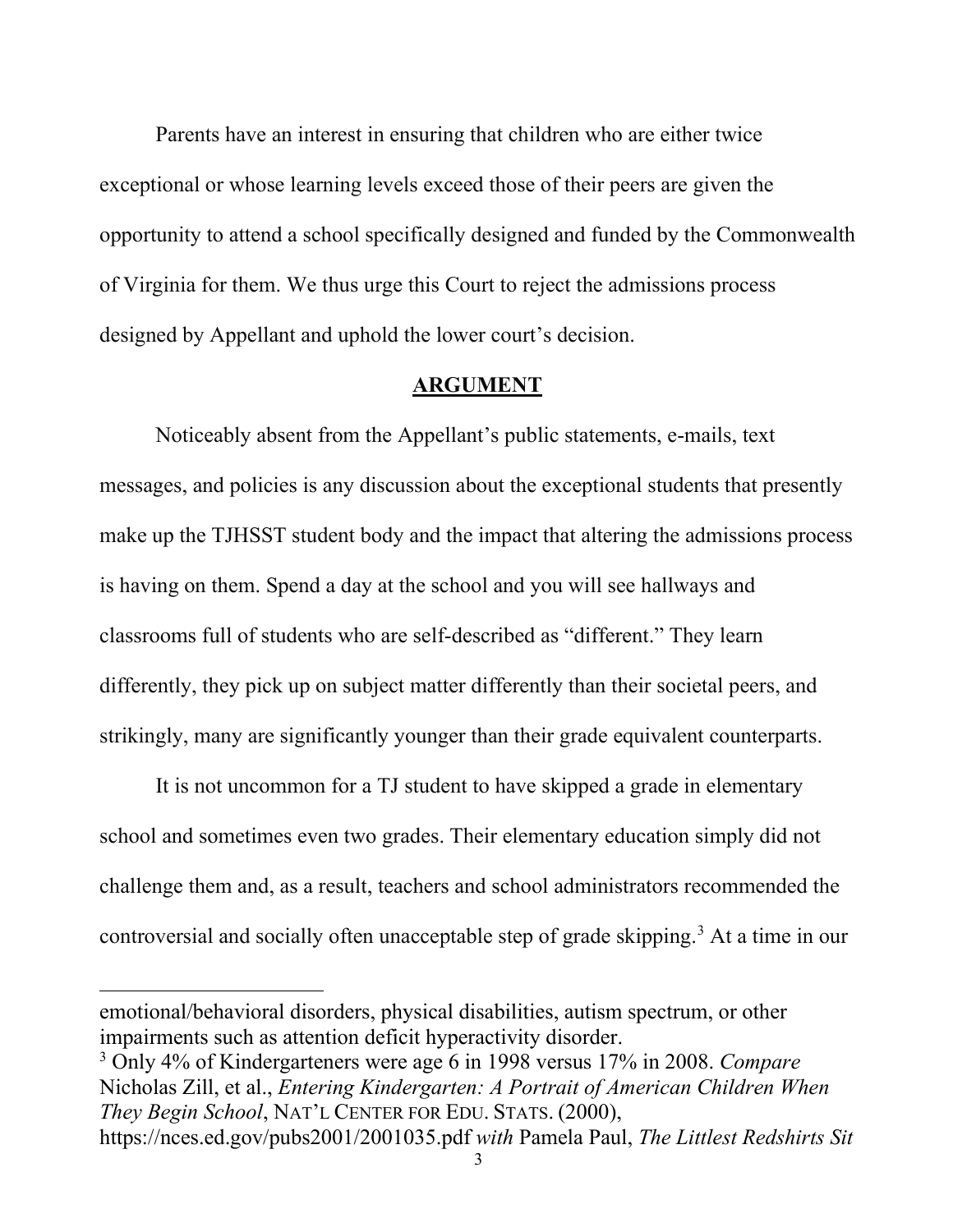Parents have an interest in ensuring that children who are either twice exceptional or whose learning levels exceed those of their peers are given the opportunity to attend a school specifically designed and funded by the Commonwealth of Virginia for them. We thus urge this Court to reject the admissions process designed by Appellant and uphold the lower court's decision.

## **ARGUMENT**

Noticeably absent from the Appellant's public statements, e-mails, text messages, and policies is any discussion about the exceptional students that presently make up the TJHSST student body and the impact that altering the admissions process is having on them. Spend a day at the school and you will see hallways and classrooms full of students who are self-described as "different." They learn differently, they pick up on subject matter differently than their societal peers, and strikingly, many are significantly younger than their grade equivalent counterparts.

It is not uncommon for a TJ student to have skipped a grade in elementary school and sometimes even two grades. Their elementary education simply did not challenge them and, as a result, teachers and school administrators recommended the controversial and socially often unacceptable step of grade skipping.[3] At a time in our

---

emotional/behavioral disorders, physical disabilities, autism spectrum, or other impairments such as attention deficit hyperactivity disorder.

[3] Only 4% of Kindergarteners were age 6 in 1998 versus 17% in 2008. *Compare* Nicholas Zill, et al., *Entering Kindergarten: A Portrait of American Children When They Begin School*, NAT'L CENTER FOR EDU. STATS. (2000), https://nces.ed.gov/pubs2001/2001035.pdf *with* Pamela Paul, *The Littlest Redshirts Sit*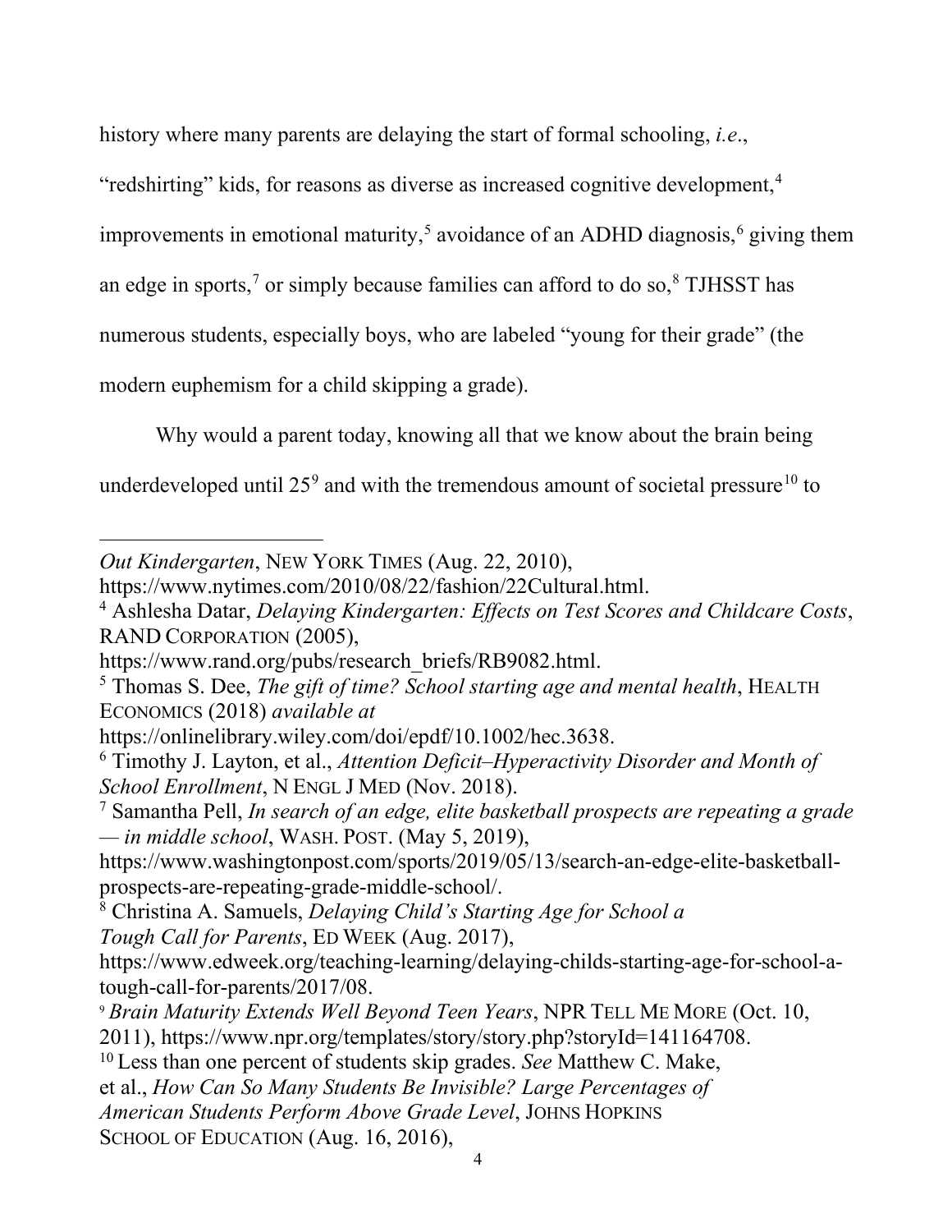history where many parents are delaying the start of formal schooling, *i.e.*, "redshirting" kids, for reasons as diverse as increased cognitive development,[4] improvements in emotional maturity,[5] avoidance of an ADHD diagnosis,[6] giving them an edge in sports,[7] or simply because families can afford to do so,[8] TJHSST has numerous students, especially boys, who are labeled "young for their grade" (the modern euphemism for a child skipping a grade).

Why would a parent today, knowing all that we know about the brain being underdeveloped until 25[9] and with the tremendous amount of societal pressure[10] to

---

*Out Kindergarten*, NEW YORK TIMES (Aug. 22, 2010), https://www.nytimes.com/2010/08/22/fashion/22Cultural.html.

[4] Ashlesha Datar, *Delaying Kindergarten: Effects on Test Scores and Childcare Costs*, RAND CORPORATION (2005), https://www.rand.org/pubs/research_briefs/RB9082.html.

[5] Thomas S. Dee, *The gift of time? School starting age and mental health*, HEALTH ECONOMICS (2018) *available at* https://onlinelibrary.wiley.com/doi/epdf/10.1002/hec.3638.

[6] Timothy J. Layton, et al., *Attention Deficit–Hyperactivity Disorder and Month of School Enrollment*, N ENGL J MED (Nov. 2018).

[7] Samantha Pell, *In search of an edge, elite basketball prospects are repeating a grade — in middle school*, WASH. POST. (May 5, 2019), https://www.washingtonpost.com/sports/2019/05/13/search-an-edge-elite-basketball-prospects-are-repeating-grade-middle-school/.

[8] Christina A. Samuels, *Delaying Child's Starting Age for School a Tough Call for Parents*, ED WEEK (Aug. 2017), https://www.edweek.org/teaching-learning/delaying-childs-starting-age-for-school-a-tough-call-for-parents/2017/08.

[9] *Brain Maturity Extends Well Beyond Teen Years*, NPR TELL ME MORE (Oct. 10, 2011), https://www.npr.org/templates/story/story.php?storyId=141164708.

[10] Less than one percent of students skip grades. *See* Matthew C. Make, et al., *How Can So Many Students Be Invisible? Large Percentages of American Students Perform Above Grade Level*, JOHNS HOPKINS SCHOOL OF EDUCATION (Aug. 16, 2016),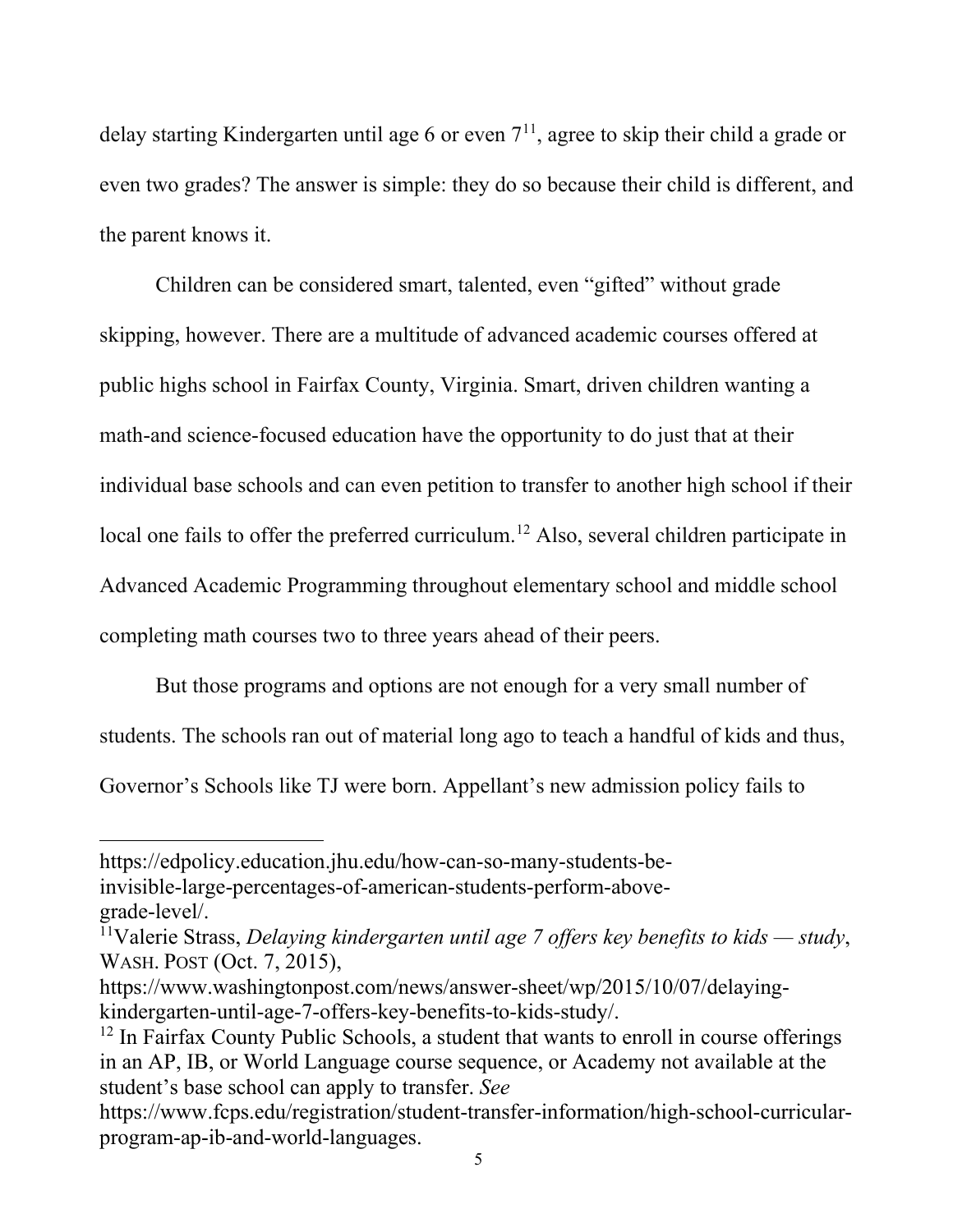delay starting Kindergarten until age 6 or even 7[11], agree to skip their child a grade or even two grades? The answer is simple: they do so because their child is different, and the parent knows it.

Children can be considered smart, talented, even "gifted" without grade skipping, however. There are a multitude of advanced academic courses offered at public highs school in Fairfax County, Virginia. Smart, driven children wanting a math-and science-focused education have the opportunity to do just that at their individual base schools and can even petition to transfer to another high school if their local one fails to offer the preferred curriculum.[12] Also, several children participate in Advanced Academic Programming throughout elementary school and middle school completing math courses two to three years ahead of their peers.

But those programs and options are not enough for a very small number of students. The schools ran out of material long ago to teach a handful of kids and thus, Governor's Schools like TJ were born. Appellant's new admission policy fails to

---

https://edpolicy.education.jhu.edu/how-can-so-many-students-be-invisible-large-percentages-of-american-students-perform-above-grade-level/.

[11] Valerie Strass, *Delaying kindergarten until age 7 offers key benefits to kids — study*, WASH. POST (Oct. 7, 2015), https://www.washingtonpost.com/news/answer-sheet/wp/2015/10/07/delaying-kindergarten-until-age-7-offers-key-benefits-to-kids-study/.

[12] In Fairfax County Public Schools, a student that wants to enroll in course offerings in an AP, IB, or World Language course sequence, or Academy not available at the student's base school can apply to transfer. *See* https://www.fcps.edu/registration/student-transfer-information/high-school-curricular-program-ap-ib-and-world-languages.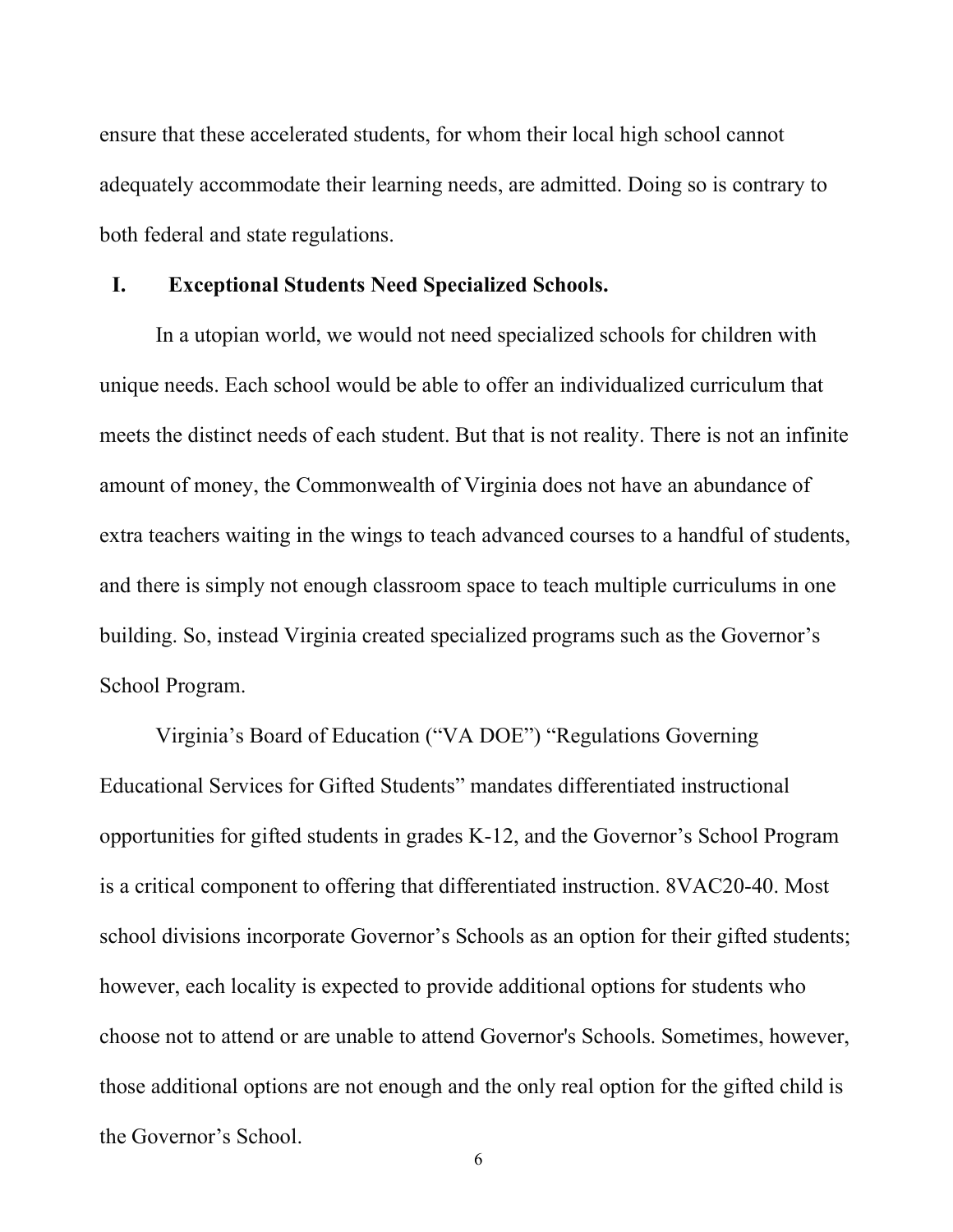ensure that these accelerated students, for whom their local high school cannot adequately accommodate their learning needs, are admitted. Doing so is contrary to both federal and state regulations.

## I. Exceptional Students Need Specialized Schools.

In a utopian world, we would not need specialized schools for children with unique needs. Each school would be able to offer an individualized curriculum that meets the distinct needs of each student. But that is not reality. There is not an infinite amount of money, the Commonwealth of Virginia does not have an abundance of extra teachers waiting in the wings to teach advanced courses to a handful of students, and there is simply not enough classroom space to teach multiple curriculums in one building. So, instead Virginia created specialized programs such as the Governor's School Program.

Virginia's Board of Education ("VA DOE") "Regulations Governing Educational Services for Gifted Students" mandates differentiated instructional opportunities for gifted students in grades K-12, and the Governor's School Program is a critical component to offering that differentiated instruction. 8VAC20-40. Most school divisions incorporate Governor's Schools as an option for their gifted students; however, each locality is expected to provide additional options for students who choose not to attend or are unable to attend Governor's Schools. Sometimes, however, those additional options are not enough and the only real option for the gifted child is the Governor's School.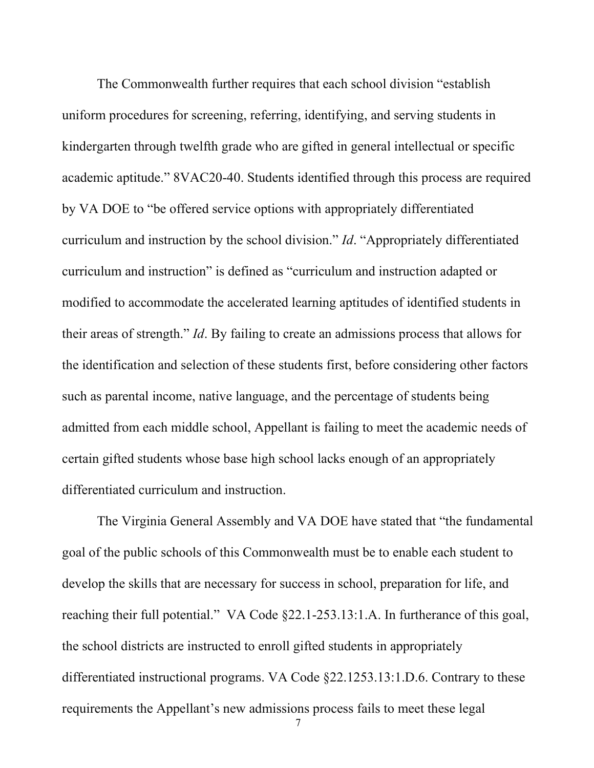The Commonwealth further requires that each school division "establish uniform procedures for screening, referring, identifying, and serving students in kindergarten through twelfth grade who are gifted in general intellectual or specific academic aptitude." 8VAC20-40. Students identified through this process are required by VA DOE to "be offered service options with appropriately differentiated curriculum and instruction by the school division." *Id*. "Appropriately differentiated curriculum and instruction" is defined as "curriculum and instruction adapted or modified to accommodate the accelerated learning aptitudes of identified students in their areas of strength." *Id*. By failing to create an admissions process that allows for the identification and selection of these students first, before considering other factors such as parental income, native language, and the percentage of students being admitted from each middle school, Appellant is failing to meet the academic needs of certain gifted students whose base high school lacks enough of an appropriately differentiated curriculum and instruction.

The Virginia General Assembly and VA DOE have stated that "the fundamental goal of the public schools of this Commonwealth must be to enable each student to develop the skills that are necessary for success in school, preparation for life, and reaching their full potential." VA Code §22.1-253.13:1.A. In furtherance of this goal, the school districts are instructed to enroll gifted students in appropriately differentiated instructional programs. VA Code §22.1253.13:1.D.6. Contrary to these requirements the Appellant's new admissions process fails to meet these legal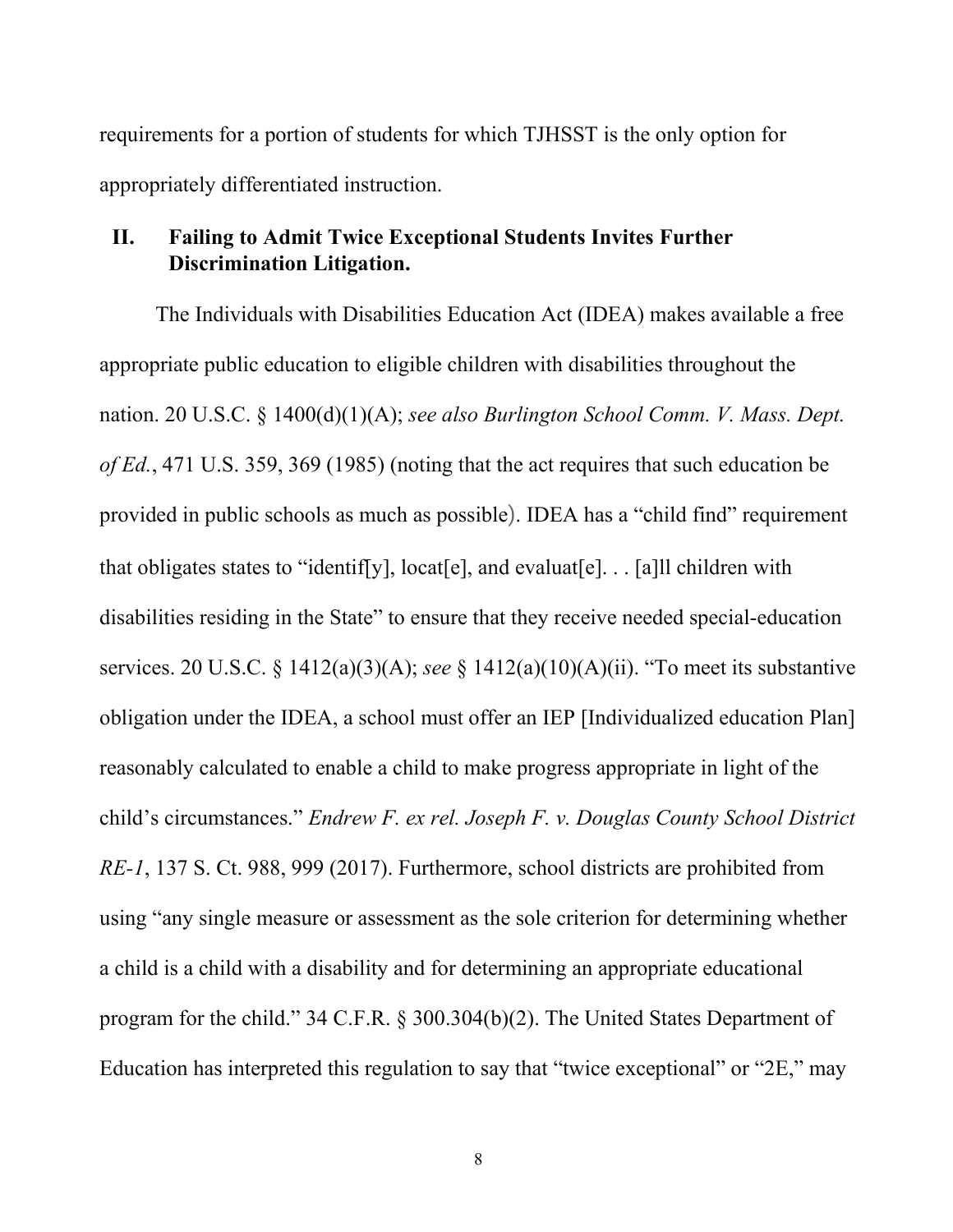requirements for a portion of students for which TJHSST is the only option for appropriately differentiated instruction.

## II. Failing to Admit Twice Exceptional Students Invites Further Discrimination Litigation.

The Individuals with Disabilities Education Act (IDEA) makes available a free appropriate public education to eligible children with disabilities throughout the nation. 20 U.S.C. § 1400(d)(1)(A); *see also Burlington School Comm. V. Mass. Dept. of Ed.*, 471 U.S. 359, 369 (1985) (noting that the act requires that such education be provided in public schools as much as possible). IDEA has a "child find" requirement that obligates states to "identif[y], locat[e], and evaluat[e]. . . [a]ll children with disabilities residing in the State" to ensure that they receive needed special-education services. 20 U.S.C. § 1412(a)(3)(A); *see* § 1412(a)(10)(A)(ii). "To meet its substantive obligation under the IDEA, a school must offer an IEP [Individualized education Plan] reasonably calculated to enable a child to make progress appropriate in light of the child's circumstances." *Endrew F. ex rel. Joseph F. v. Douglas County School District RE-1*, 137 S. Ct. 988, 999 (2017). Furthermore, school districts are prohibited from using "any single measure or assessment as the sole criterion for determining whether a child is a child with a disability and for determining an appropriate educational program for the child." 34 C.F.R. § 300.304(b)(2). The United States Department of Education has interpreted this regulation to say that "twice exceptional" or "2E," may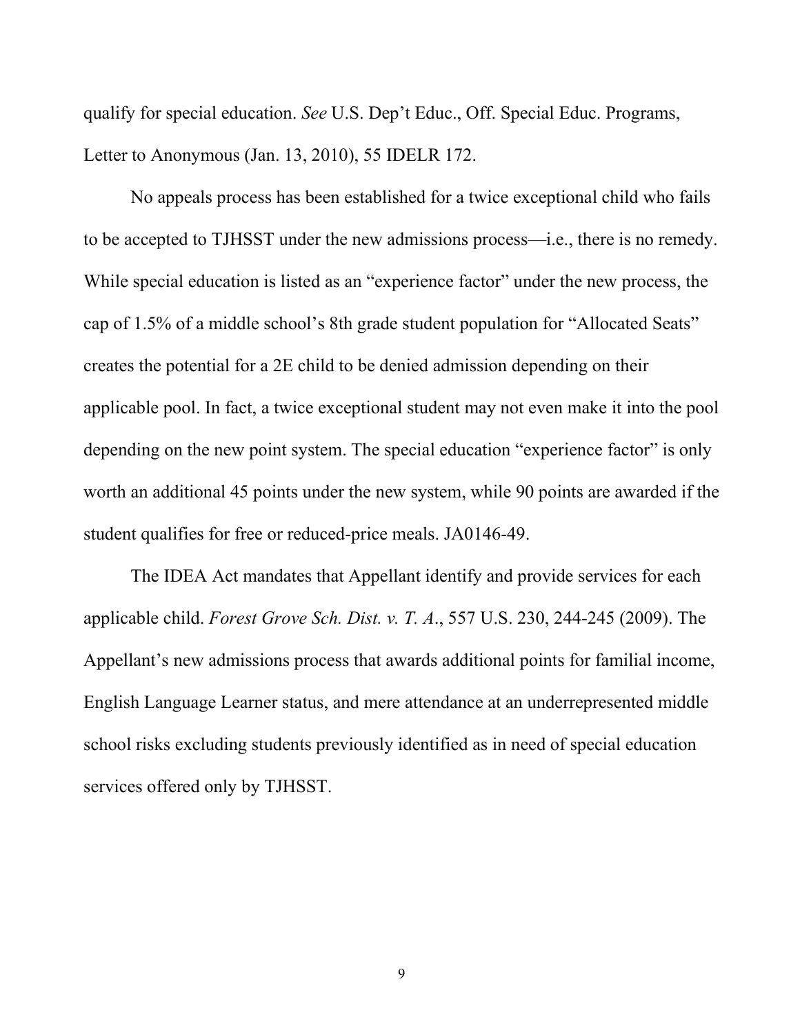qualify for special education. *See* U.S. Dep't Educ., Off. Special Educ. Programs, Letter to Anonymous (Jan. 13, 2010), 55 IDELR 172.

No appeals process has been established for a twice exceptional child who fails to be accepted to TJHSST under the new admissions process—i.e., there is no remedy. While special education is listed as an "experience factor" under the new process, the cap of 1.5% of a middle school's 8th grade student population for "Allocated Seats" creates the potential for a 2E child to be denied admission depending on their applicable pool. In fact, a twice exceptional student may not even make it into the pool depending on the new point system. The special education "experience factor" is only worth an additional 45 points under the new system, while 90 points are awarded if the student qualifies for free or reduced-price meals. JA0146-49.

The IDEA Act mandates that Appellant identify and provide services for each applicable child. *Forest Grove Sch. Dist. v. T. A*., 557 U.S. 230, 244-245 (2009). The Appellant's new admissions process that awards additional points for familial income, English Language Learner status, and mere attendance at an underrepresented middle school risks excluding students previously identified as in need of special education services offered only by TJHSST.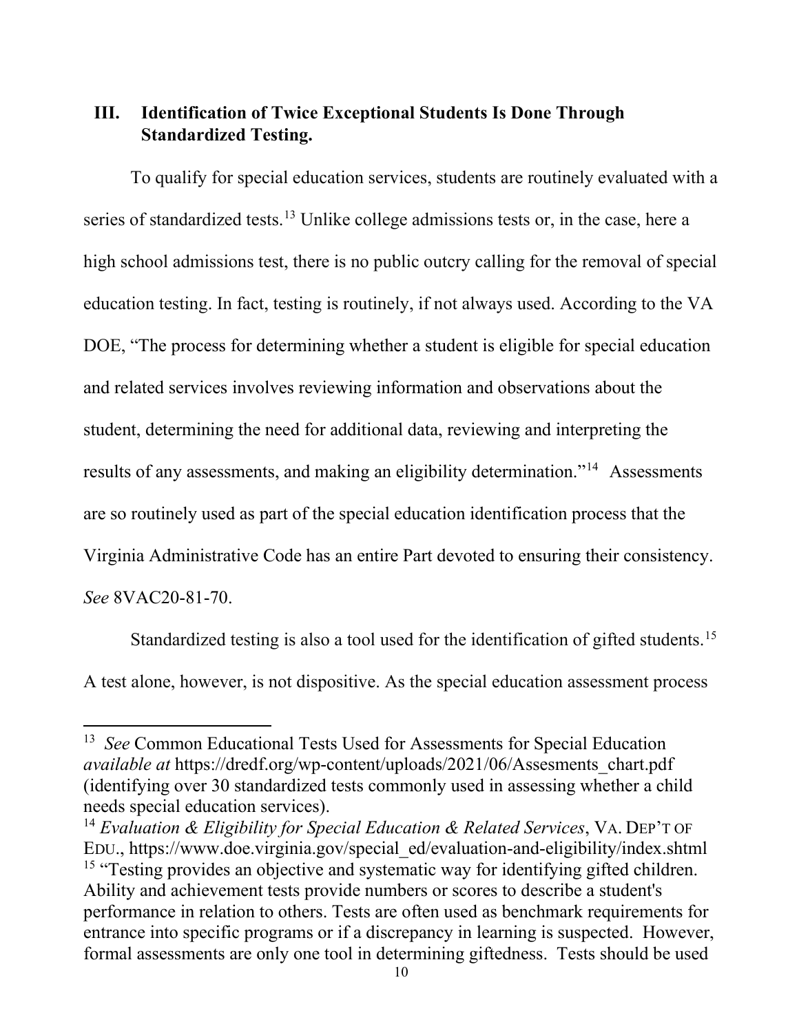## III. Identification of Twice Exceptional Students Is Done Through Standardized Testing.

To qualify for special education services, students are routinely evaluated with a series of standardized tests.[13] Unlike college admissions tests or, in the case, here a high school admissions test, there is no public outcry calling for the removal of special education testing. In fact, testing is routinely, if not always used. According to the VA DOE, "The process for determining whether a student is eligible for special education and related services involves reviewing information and observations about the student, determining the need for additional data, reviewing and interpreting the results of any assessments, and making an eligibility determination."[14] Assessments are so routinely used as part of the special education identification process that the Virginia Administrative Code has an entire Part devoted to ensuring their consistency. *See* 8VAC20-81-70.

Standardized testing is also a tool used for the identification of gifted students.[15] A test alone, however, is not dispositive. As the special education assessment process

---

[13] *See* Common Educational Tests Used for Assessments for Special Education *available at* https://dredf.org/wp-content/uploads/2021/06/Assesments_chart.pdf (identifying over 30 standardized tests commonly used in assessing whether a child needs special education services).

[14] *Evaluation & Eligibility for Special Education & Related Services*, VA. DEP'T OF EDU., https://www.doe.virginia.gov/special_ed/evaluation-and-eligibility/index.shtml

[15] "Testing provides an objective and systematic way for identifying gifted children. Ability and achievement tests provide numbers or scores to describe a student's performance in relation to others. Tests are often used as benchmark requirements for entrance into specific programs or if a discrepancy in learning is suspected. However, formal assessments are only one tool in determining giftedness. Tests should be used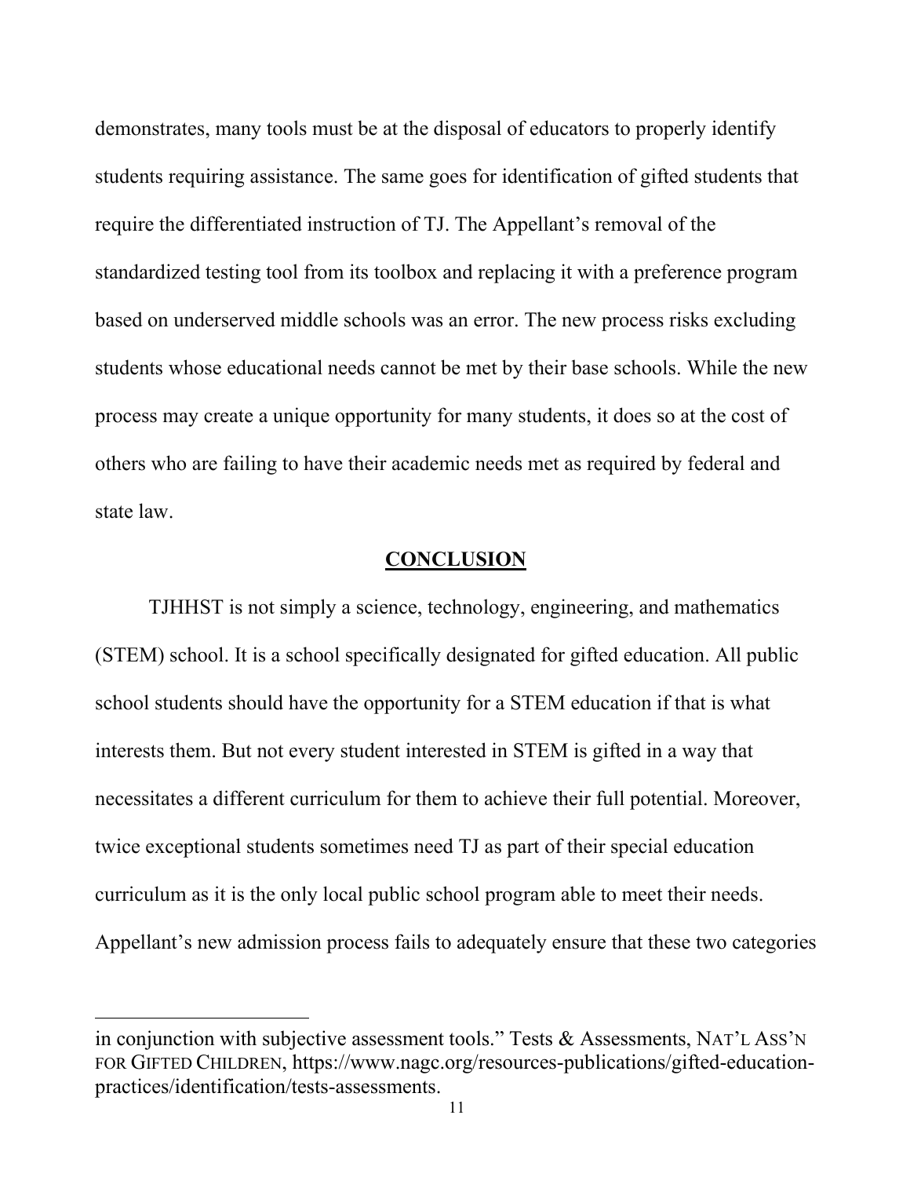demonstrates, many tools must be at the disposal of educators to properly identify students requiring assistance. The same goes for identification of gifted students that require the differentiated instruction of TJ. The Appellant's removal of the standardized testing tool from its toolbox and replacing it with a preference program based on underserved middle schools was an error. The new process risks excluding students whose educational needs cannot be met by their base schools. While the new process may create a unique opportunity for many students, it does so at the cost of others who are failing to have their academic needs met as required by federal and state law.

## CONCLUSION

TJHHST is not simply a science, technology, engineering, and mathematics (STEM) school. It is a school specifically designated for gifted education. All public school students should have the opportunity for a STEM education if that is what interests them. But not every student interested in STEM is gifted in a way that necessitates a different curriculum for them to achieve their full potential. Moreover, twice exceptional students sometimes need TJ as part of their special education curriculum as it is the only local public school program able to meet their needs. Appellant's new admission process fails to adequately ensure that these two categories

---

in conjunction with subjective assessment tools." Tests & Assessments, NAT'L ASS'N FOR GIFTED CHILDREN, https://www.nagc.org/resources-publications/gifted-education-practices/identification/tests-assessments.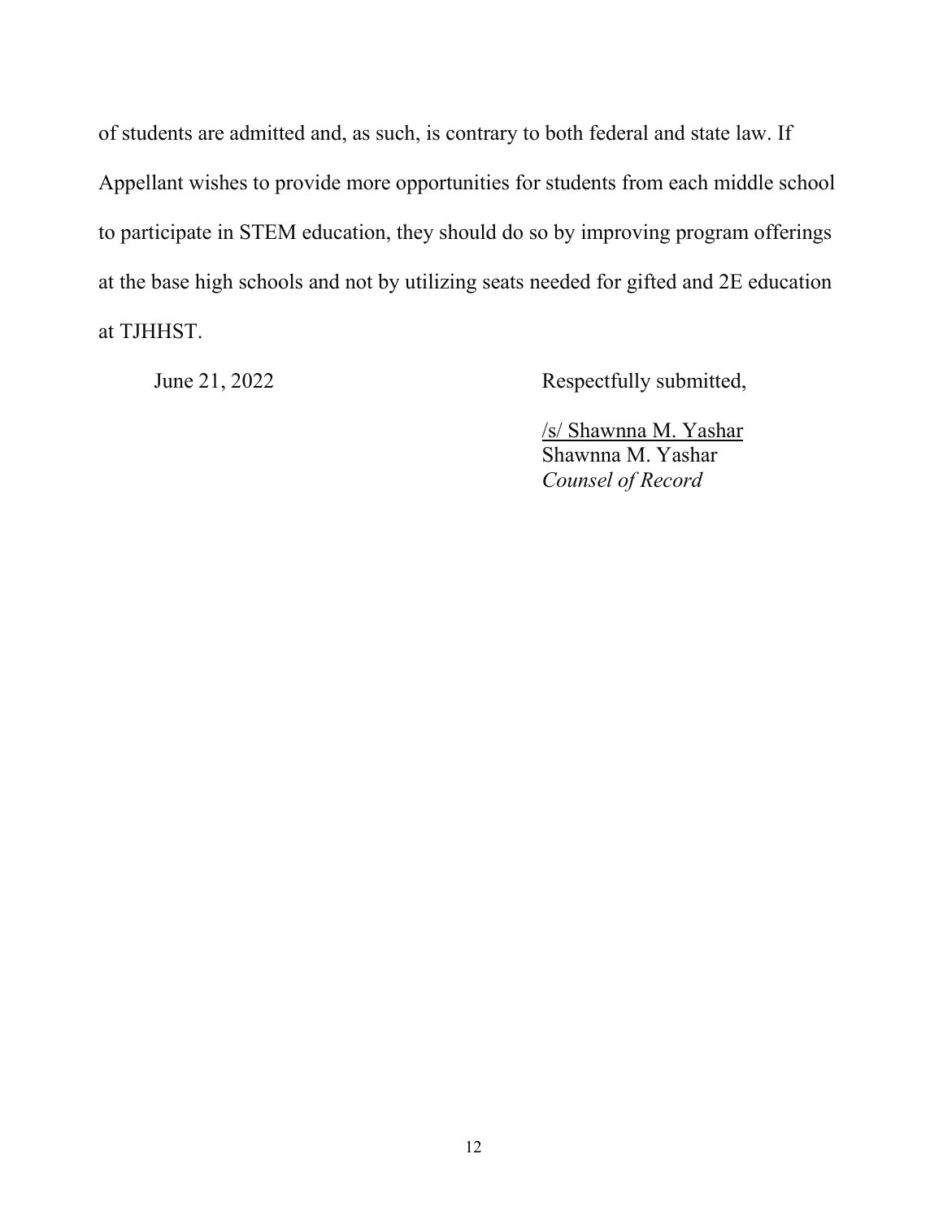of students are admitted and, as such, is contrary to both federal and state law. If Appellant wishes to provide more opportunities for students from each middle school to participate in STEM education, they should do so by improving program offerings at the base high schools and not by utilizing seats needed for gifted and 2E education at TJHHST.

June 21, 2022

Respectfully submitted,

/s/ Shawnna M. Yashar
Shawnna M. Yashar
*Counsel of Record*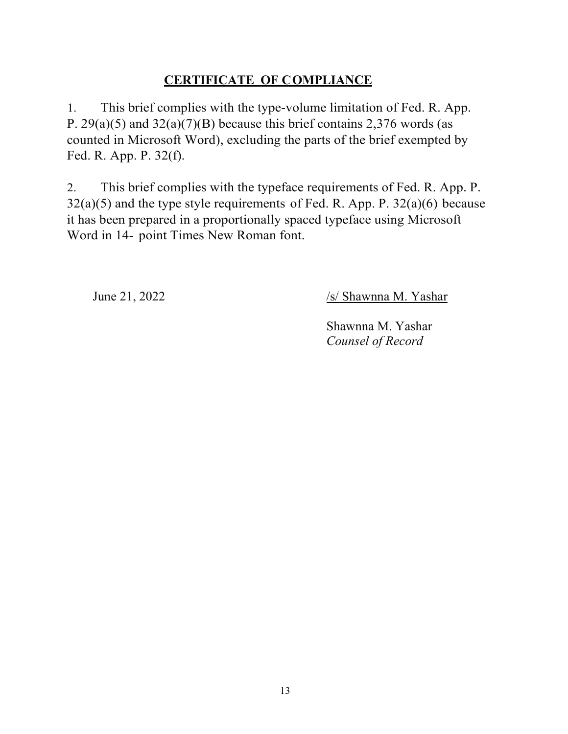## **CERTIFICATE OF COMPLIANCE**

1. This brief complies with the type-volume limitation of Fed. R. App. P. 29(a)(5) and 32(a)(7)(B) because this brief contains 2,376 words (as counted in Microsoft Word), excluding the parts of the brief exempted by Fed. R. App. P. 32(f).

2. This brief complies with the typeface requirements of Fed. R. App. P. 32(a)(5) and the type style requirements of Fed. R. App. P. 32(a)(6) because it has been prepared in a proportionally spaced typeface using Microsoft Word in 14- point Times New Roman font.

June 21, 2022

/s/ Shawnna M. Yashar

Shawnna M. Yashar
*Counsel of Record*